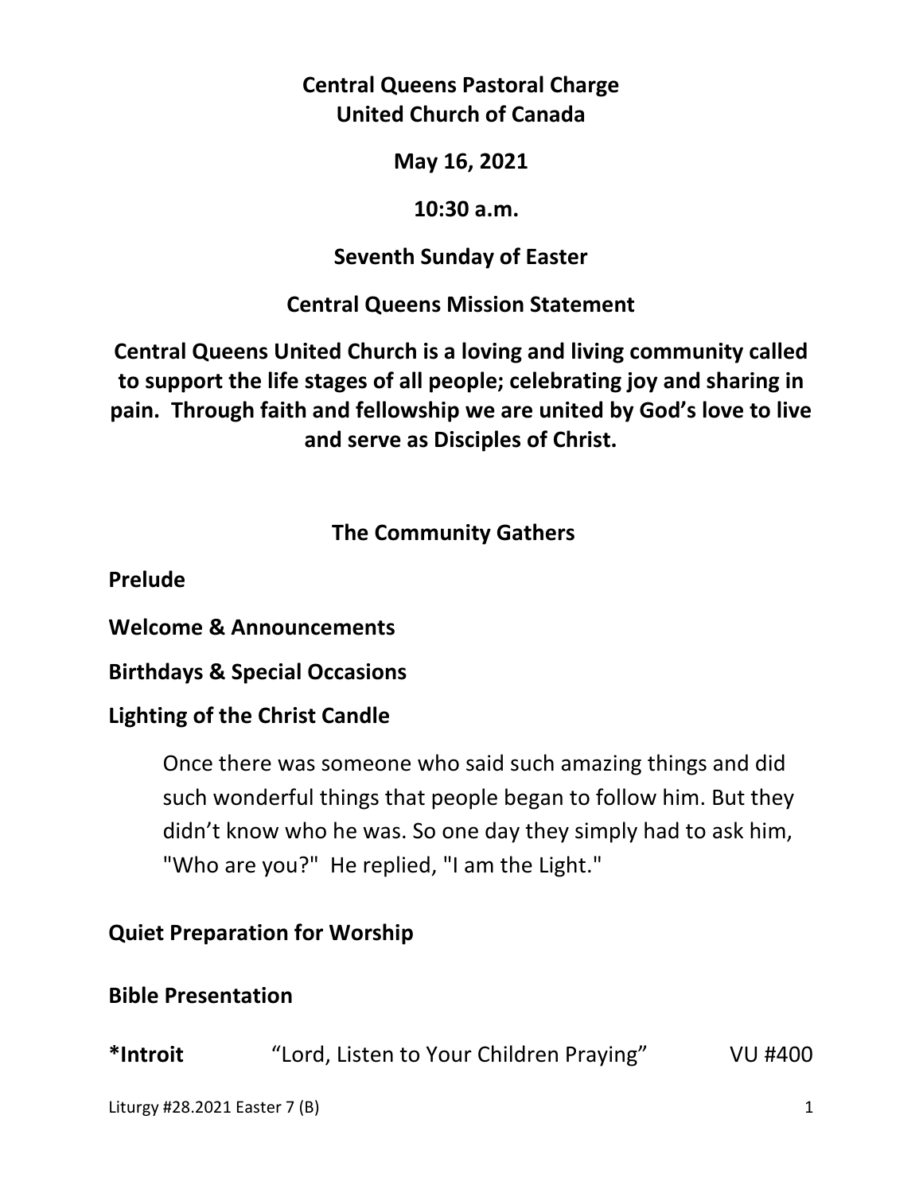**Central Queens Pastoral Charge**
**United Church of Canada**

**May 16, 2021**

**10:30 a.m.**

**Seventh Sunday of Easter**

**Central Queens Mission Statement**

**Central Queens United Church is a loving and living community called to support the life stages of all people; celebrating joy and sharing in pain. Through faith and fellowship we are united by God's love to live and serve as Disciples of Christ.**

## The Community Gathers

**Prelude**

**Welcome & Announcements**

**Birthdays & Special Occasions**

**Lighting of the Christ Candle**

> Once there was someone who said such amazing things and did such wonderful things that people began to follow him. But they didn't know who he was. So one day they simply had to ask him, "Who are you?" He replied, "I am the Light."

**Quiet Preparation for Worship**

**Bible Presentation**

***Introit** "Lord, Listen to Your Children Praying" VU #400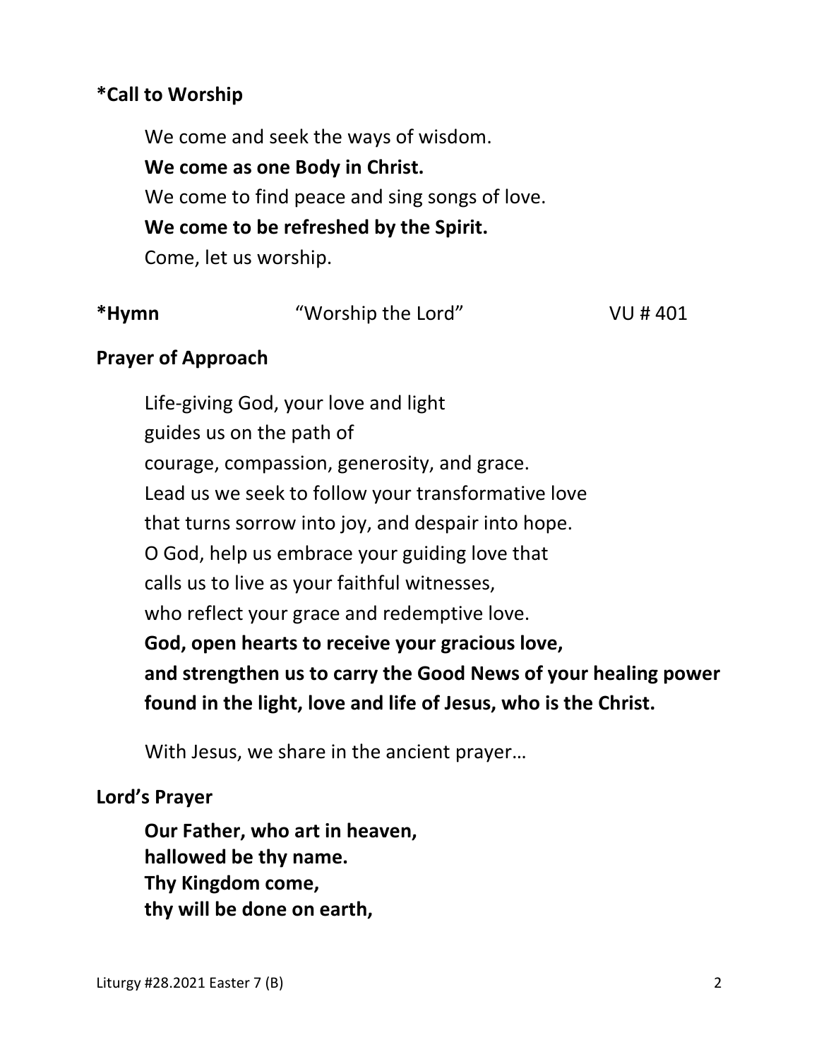**\*Call to Worship**

We come and seek the ways of wisdom.
**We come as one Body in Christ.**
We come to find peace and sing songs of love.
**We come to be refreshed by the Spirit.**
Come, let us worship.

**\*Hymn** "Worship the Lord" VU # 401

**Prayer of Approach**

Life-giving God, your love and light
guides us on the path of
courage, compassion, generosity, and grace.
Lead us we seek to follow your transformative love
that turns sorrow into joy, and despair into hope.
O God, help us embrace your guiding love that
calls us to live as your faithful witnesses,
who reflect your grace and redemptive love.
**God, open hearts to receive your gracious love,**
**and strengthen us to carry the Good News of your healing power**
**found in the light, love and life of Jesus, who is the Christ.**

With Jesus, we share in the ancient prayer…

**Lord's Prayer**

**Our Father, who art in heaven,**
**hallowed be thy name.**
**Thy Kingdom come,**
**thy will be done on earth,**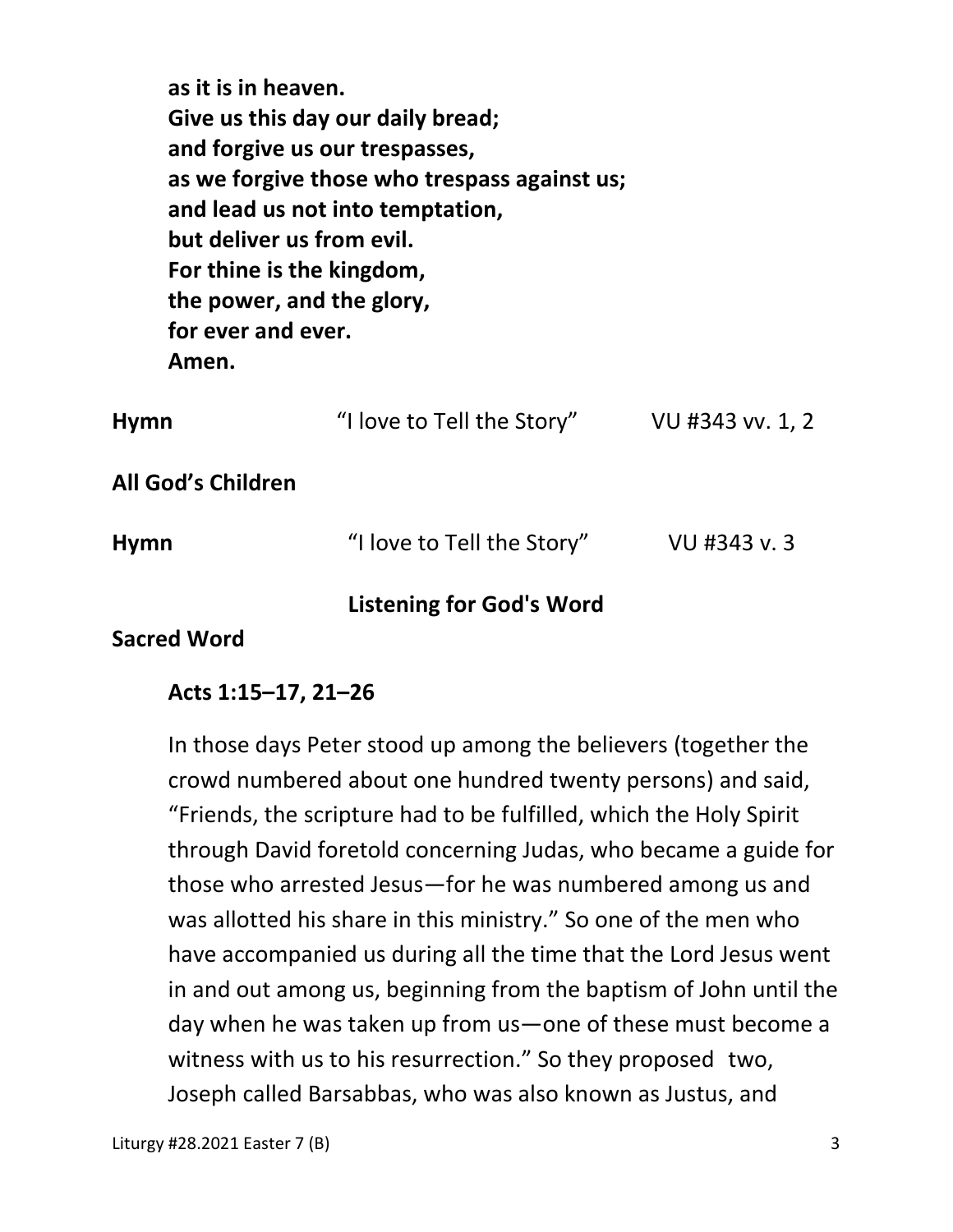**as it is in heaven.**
**Give us this day our daily bread;**
**and forgive us our trespasses,**
**as we forgive those who trespass against us;**
**and lead us not into temptation,**
**but deliver us from evil.**
**For thine is the kingdom,**
**the power, and the glory,**
**for ever and ever.**
**Amen.**

**Hymn** "I love to Tell the Story" VU #343 vv. 1, 2

**All God's Children**

**Hymn** "I love to Tell the Story" VU #343 v. 3

## Listening for God's Word

**Sacred Word**

**Acts 1:15–17, 21–26**

In those days Peter stood up among the believers (together the crowd numbered about one hundred twenty persons) and said, "Friends, the scripture had to be fulfilled, which the Holy Spirit through David foretold concerning Judas, who became a guide for those who arrested Jesus—for he was numbered among us and was allotted his share in this ministry." So one of the men who have accompanied us during all the time that the Lord Jesus went in and out among us, beginning from the baptism of John until the day when he was taken up from us—one of these must become a witness with us to his resurrection." So they proposed two, Joseph called Barsabbas, who was also known as Justus, and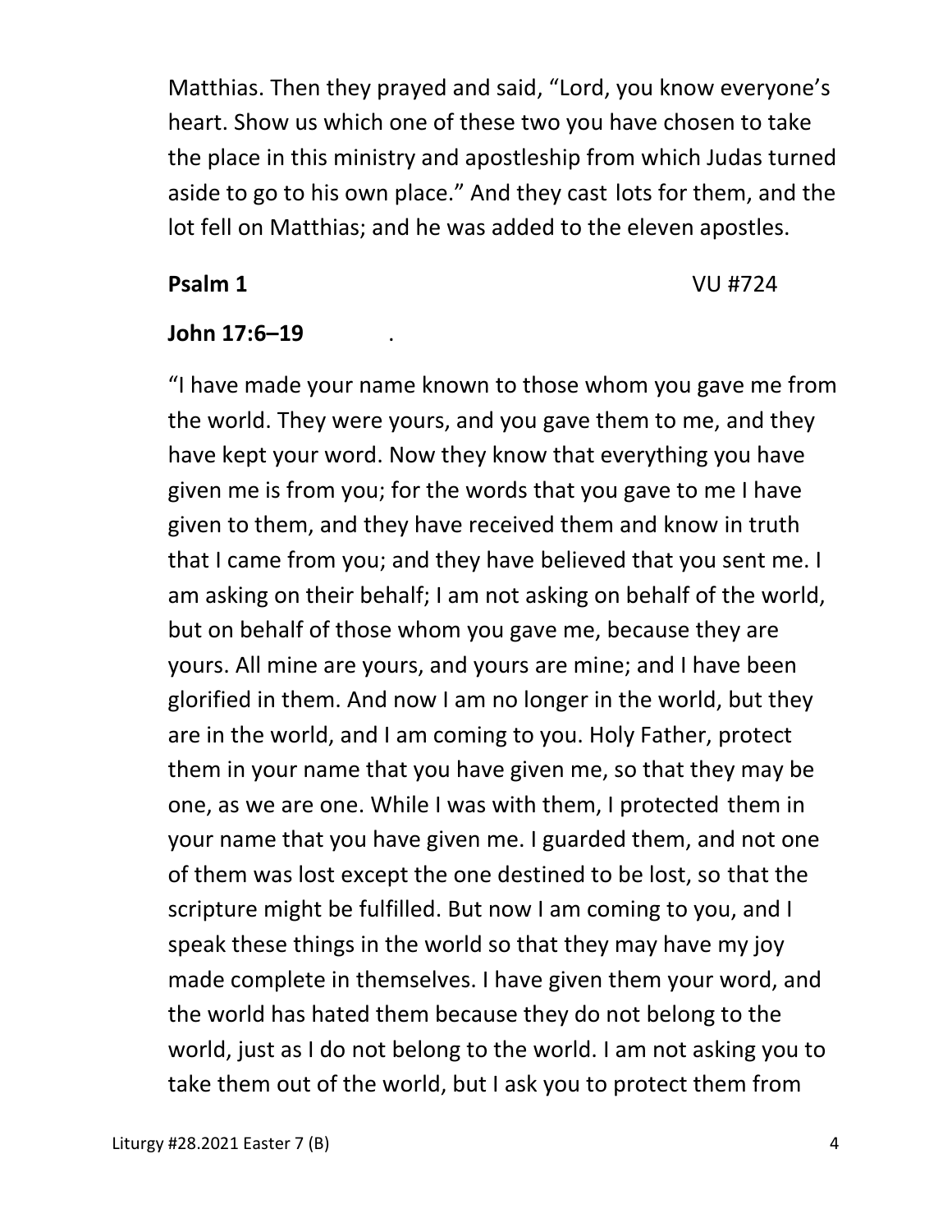Matthias. Then they prayed and said, "Lord, you know everyone's heart. Show us which one of these two you have chosen to take the place in this ministry and apostleship from which Judas turned aside to go to his own place." And they cast lots for them, and the lot fell on Matthias; and he was added to the eleven apostles.

**Psalm 1** VU #724

**John 17:6–19** .

"I have made your name known to those whom you gave me from the world. They were yours, and you gave them to me, and they have kept your word. Now they know that everything you have given me is from you; for the words that you gave to me I have given to them, and they have received them and know in truth that I came from you; and they have believed that you sent me. I am asking on their behalf; I am not asking on behalf of the world, but on behalf of those whom you gave me, because they are yours. All mine are yours, and yours are mine; and I have been glorified in them. And now I am no longer in the world, but they are in the world, and I am coming to you. Holy Father, protect them in your name that you have given me, so that they may be one, as we are one. While I was with them, I protected them in your name that you have given me. I guarded them, and not one of them was lost except the one destined to be lost, so that the scripture might be fulfilled. But now I am coming to you, and I speak these things in the world so that they may have my joy made complete in themselves. I have given them your word, and the world has hated them because they do not belong to the world, just as I do not belong to the world. I am not asking you to take them out of the world, but I ask you to protect them from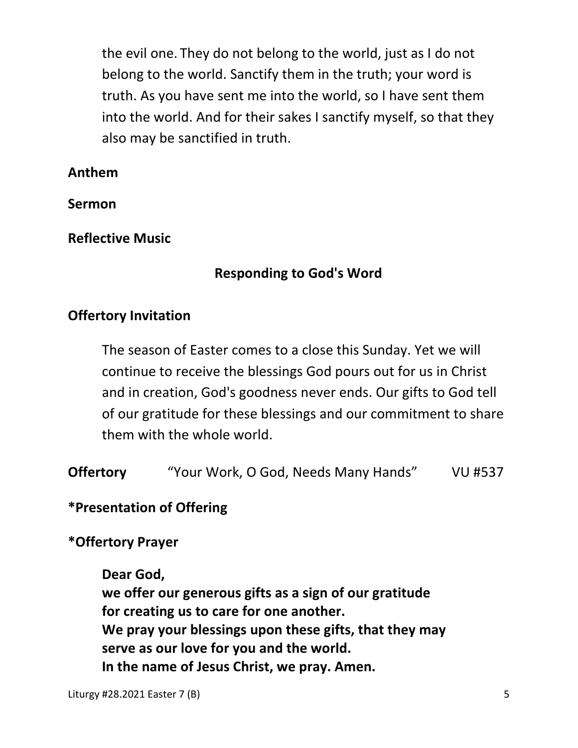the evil one. They do not belong to the world, just as I do not belong to the world. Sanctify them in the truth; your word is truth. As you have sent me into the world, so I have sent them into the world. And for their sakes I sanctify myself, so that they also may be sanctified in truth.

**Anthem**

**Sermon**

**Reflective Music**

## Responding to God's Word

**Offertory Invitation**

The season of Easter comes to a close this Sunday. Yet we will continue to receive the blessings God pours out for us in Christ and in creation, God's goodness never ends. Our gifts to God tell of our gratitude for these blessings and our commitment to share them with the whole world.

**Offertory** "Your Work, O God, Needs Many Hands" VU #537

***Presentation of Offering**

***Offertory Prayer**

**Dear God,**
**we offer our generous gifts as a sign of our gratitude**
**for creating us to care for one another.**
**We pray your blessings upon these gifts, that they may**
**serve as our love for you and the world.**
**In the name of Jesus Christ, we pray. Amen.**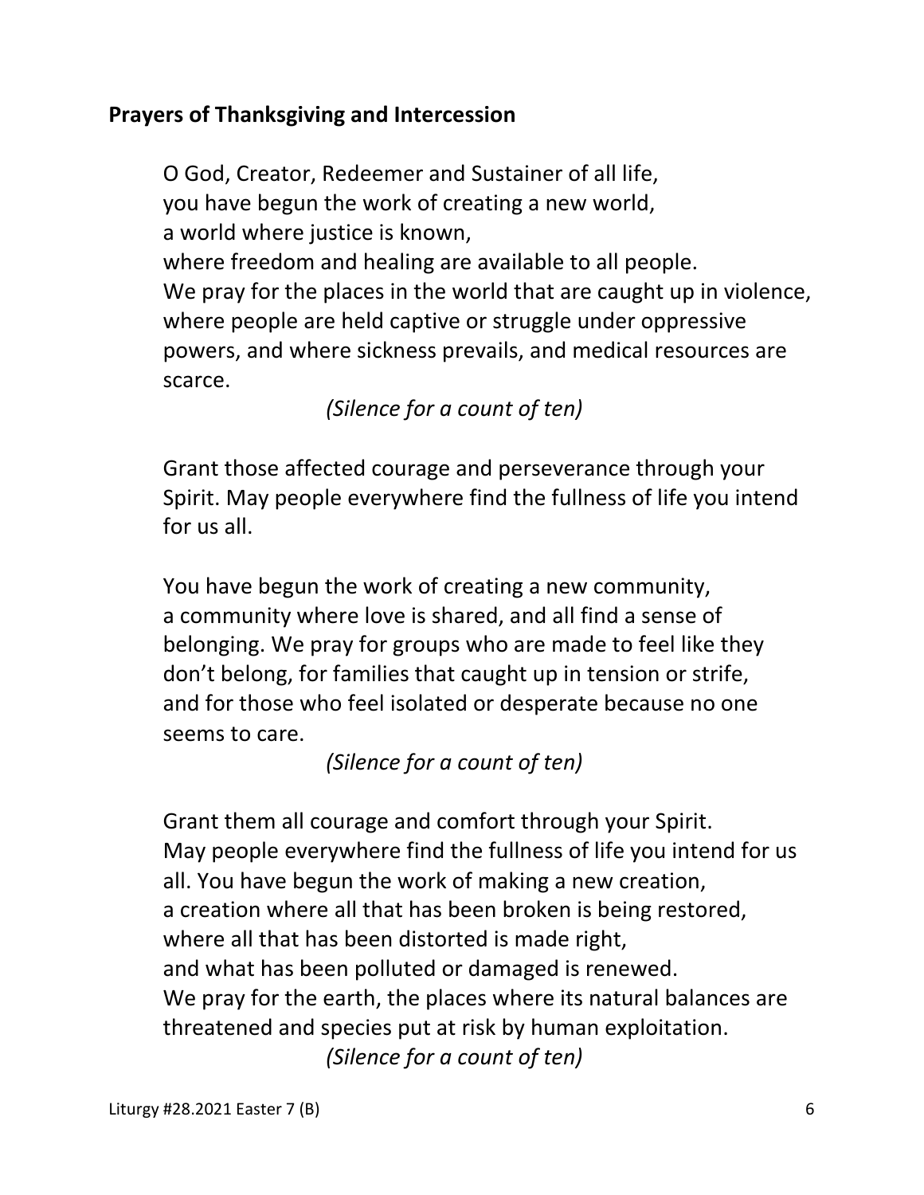**Prayers of Thanksgiving and Intercession**

O God, Creator, Redeemer and Sustainer of all life,
you have begun the work of creating a new world,
a world where justice is known,
where freedom and healing are available to all people.
We pray for the places in the world that are caught up in violence, where people are held captive or struggle under oppressive powers, and where sickness prevails, and medical resources are scarce.

*(Silence for a count of ten)*

Grant those affected courage and perseverance through your Spirit. May people everywhere find the fullness of life you intend for us all.

You have begun the work of creating a new community,
a community where love is shared, and all find a sense of belonging. We pray for groups who are made to feel like they don't belong, for families that caught up in tension or strife, and for those who feel isolated or desperate because no one seems to care.

*(Silence for a count of ten)*

Grant them all courage and comfort through your Spirit.
May people everywhere find the fullness of life you intend for us all. You have begun the work of making a new creation,
a creation where all that has been broken is being restored,
where all that has been distorted is made right,
and what has been polluted or damaged is renewed.
We pray for the earth, the places where its natural balances are threatened and species put at risk by human exploitation.

*(Silence for a count of ten)*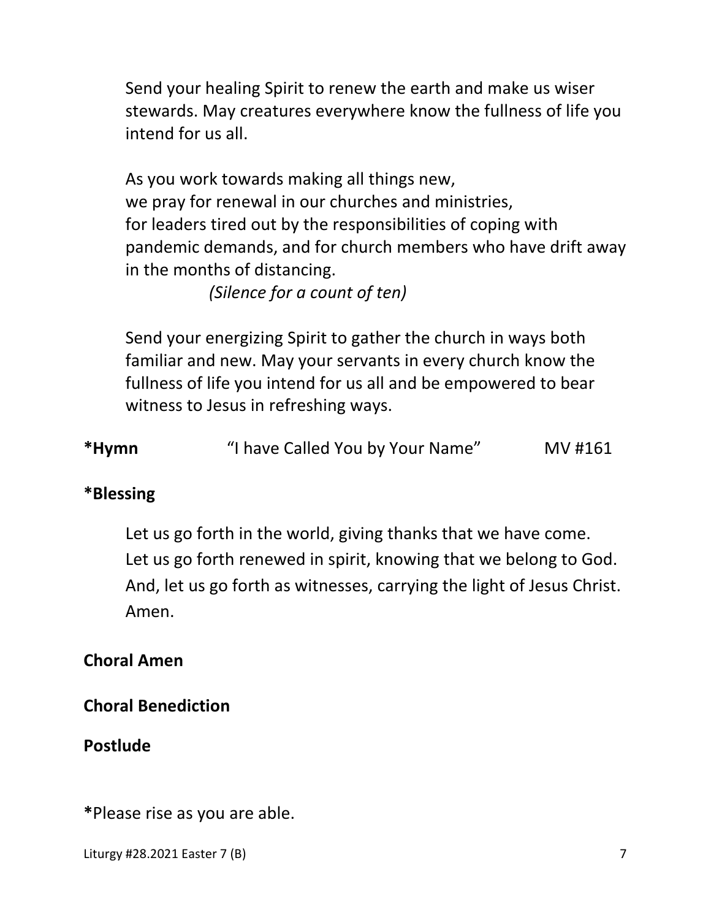Send your healing Spirit to renew the earth and make us wiser stewards. May creatures everywhere know the fullness of life you intend for us all.

As you work towards making all things new,
we pray for renewal in our churches and ministries,
for leaders tired out by the responsibilities of coping with pandemic demands, and for church members who have drift away in the months of distancing.

*(Silence for a count of ten)*

Send your energizing Spirit to gather the church in ways both familiar and new. May your servants in every church know the fullness of life you intend for us all and be empowered to bear witness to Jesus in refreshing ways.

**\*Hymn** "I have Called You by Your Name" MV #161

**\*Blessing**

Let us go forth in the world, giving thanks that we have come.
Let us go forth renewed in spirit, knowing that we belong to God.
And, let us go forth as witnesses, carrying the light of Jesus Christ.
Amen.

**Choral Amen**

**Choral Benediction**

**Postlude**

**\***Please rise as you are able.